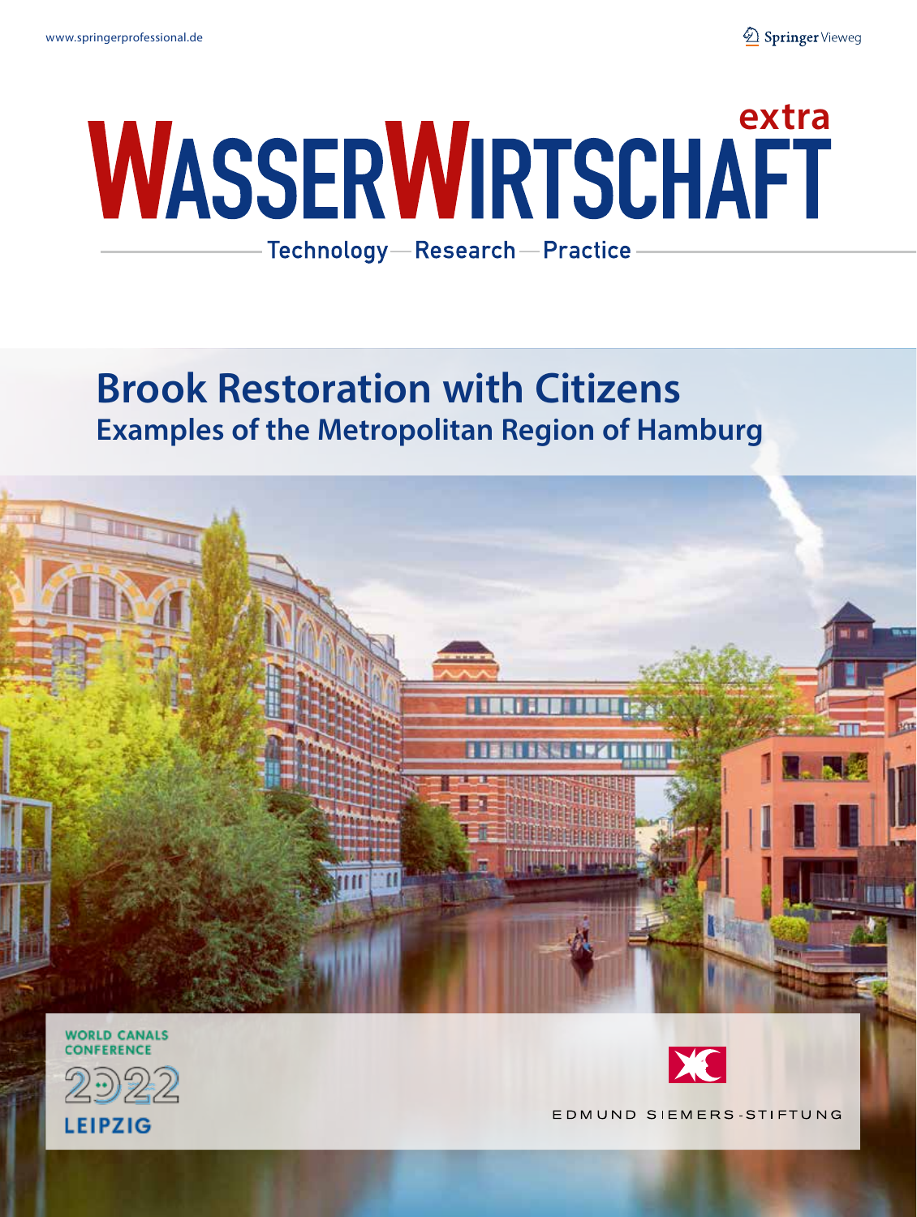www.springerprofessional.de

Springer Vieweg

# WASSERWIRTSCHAFT extra

Technology — Research — Practice

## Brook Restoration with Citizens

### Examples of the Metropolitan Region of Hamburg

WORLD CANALS CONFERENCE 2022 LEIPZIG

EDMUND SIEMERS-STIFTUNG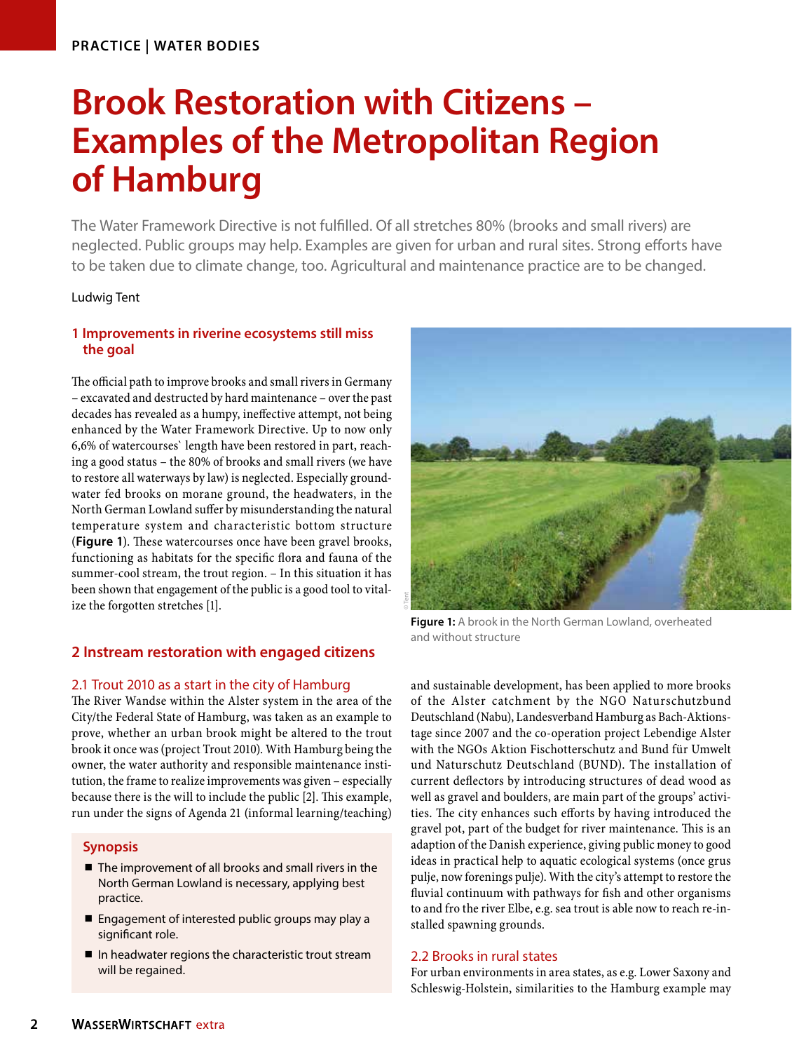PRACTICE | WATER BODIES

# Brook Restoration with Citizens – Examples of the Metropolitan Region of Hamburg

The Water Framework Directive is not fulfilled. Of all stretches 80% (brooks and small rivers) are neglected. Public groups may help. Examples are given for urban and rural sites. Strong efforts have to be taken due to climate change, too. Agricultural and maintenance practice are to be changed.

Ludwig Tent

## 1 Improvements in riverine ecosystems still miss the goal

The official path to improve brooks and small rivers in Germany – excavated and destructed by hard maintenance – over the past decades has revealed as a humpy, ineffective attempt, not being enhanced by the Water Framework Directive. Up to now only 6,6% of watercourses` length have been restored in part, reaching a good status – the 80% of brooks and small rivers (we have to restore all waterways by law) is neglected. Especially groundwater fed brooks on morane ground, the headwaters, in the North German Lowland suffer by misunderstanding the natural temperature system and characteristic bottom structure (**Figure 1**). These watercourses once have been gravel brooks, functioning as habitats for the specific flora and fauna of the summer-cool stream, the trout region. – In this situation it has been shown that engagement of the public is a good tool to vitalize the forgotten stretches [1].

**Figure 1:** A brook in the North German Lowland, overheated and without structure

## 2 Instream restoration with engaged citizens

### 2.1 Trout 2010 as a start in the city of Hamburg

The River Wandse within the Alster system in the area of the City/the Federal State of Hamburg, was taken as an example to prove, whether an urban brook might be altered to the trout brook it once was (project Trout 2010). With Hamburg being the owner, the water authority and responsible maintenance institution, the frame to realize improvements was given – especially because there is the will to include the public [2]. This example, run under the signs of Agenda 21 (informal learning/teaching) and sustainable development, has been applied to more brooks of the Alster catchment by the NGO Naturschutzbund Deutschland (Nabu), Landesverband Hamburg as Bach-Aktionstage since 2007 and the co-operation project Lebendige Alster with the NGOs Aktion Fischotterschutz and Bund für Umwelt und Naturschutz Deutschland (BUND). The installation of current deflectors by introducing structures of dead wood as well as gravel and boulders, are main part of the groups' activities. The city enhances such efforts by having introduced the gravel pot, part of the budget for river maintenance. This is an adaption of the Danish experience, giving public money to good ideas in practical help to aquatic ecological systems (once grus pulje, now forenings pulje). With the city's attempt to restore the fluvial continuum with pathways for fish and other organisms to and fro the river Elbe, e.g. sea trout is able now to reach re-installed spawning grounds.

> **Synopsis**
>
> - The improvement of all brooks and small rivers in the North German Lowland is necessary, applying best practice.
> - Engagement of interested public groups may play a significant role.
> - In headwater regions the characteristic trout stream will be regained.

### 2.2 Brooks in rural states

For urban environments in area states, as e.g. Lower Saxony and Schleswig-Holstein, similarities to the Hamburg example may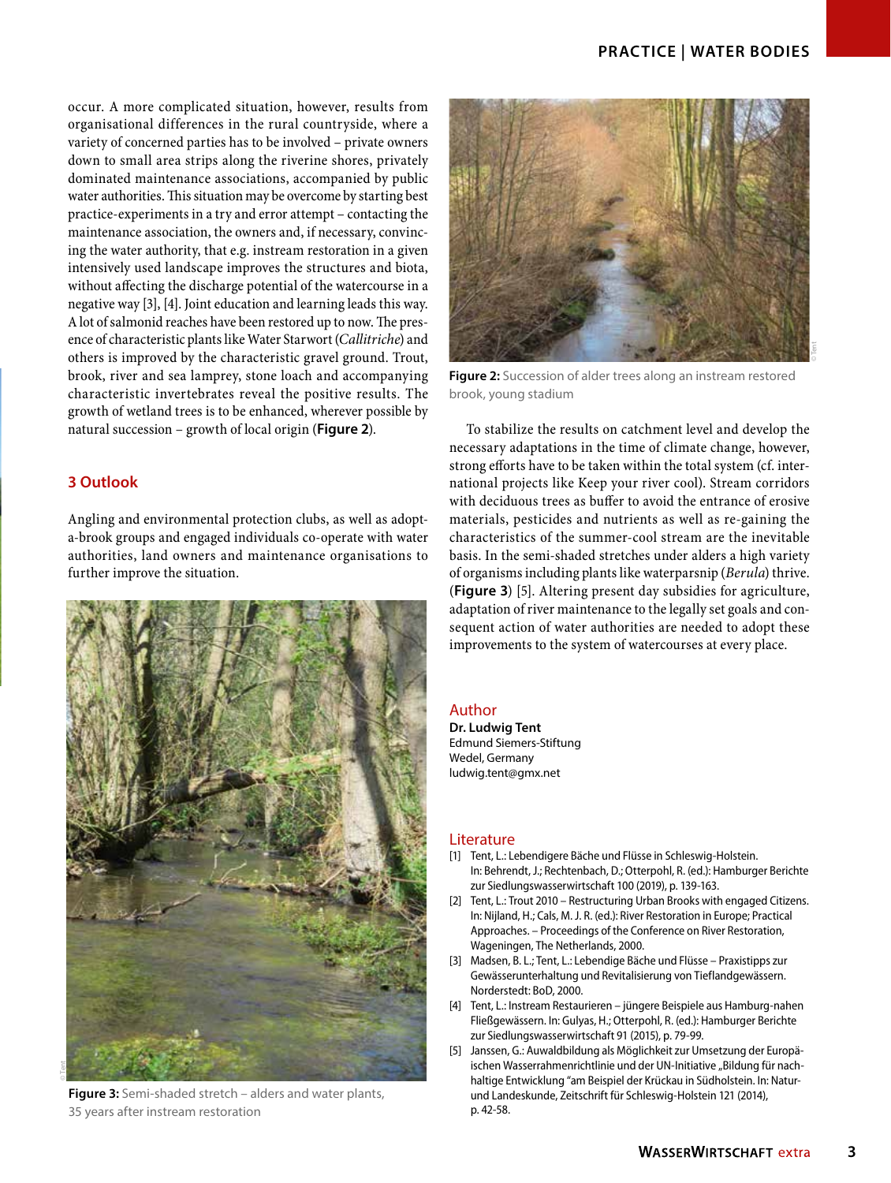occur. A more complicated situation, however, results from organisational differences in the rural countryside, where a variety of concerned parties has to be involved – private owners down to small area strips along the riverine shores, privately dominated maintenance associations, accompanied by public water authorities. This situation may be overcome by starting best practice-experiments in a try and error attempt – contacting the maintenance association, the owners and, if necessary, convincing the water authority, that e.g. instream restoration in a given intensively used landscape improves the structures and biota, without affecting the discharge potential of the watercourse in a negative way [3], [4]. Joint education and learning leads this way. A lot of salmonid reaches have been restored up to now. The presence of characteristic plants like Water Starwort (*Callitriche*) and others is improved by the characteristic gravel ground. Trout, brook, river and sea lamprey, stone loach and accompanying characteristic invertebrates reveal the positive results. The growth of wetland trees is to be enhanced, wherever possible by natural succession – growth of local origin (**Figure 2**).

## 3 Outlook

Angling and environmental protection clubs, as well as adopt-a-brook groups and engaged individuals co-operate with water authorities, land owners and maintenance organisations to further improve the situation.

**Figure 3:** Semi-shaded stretch – alders and water plants, 35 years after instream restoration

**Figure 2:** Succession of alder trees along an instream restored brook, young stadium

To stabilize the results on catchment level and develop the necessary adaptations in the time of climate change, however, strong efforts have to be taken within the total system (cf. international projects like Keep your river cool). Stream corridors with deciduous trees as buffer to avoid the entrance of erosive materials, pesticides and nutrients as well as re-gaining the characteristics of the summer-cool stream are the inevitable basis. In the semi-shaded stretches under alders a high variety of organisms including plants like waterparsnip (*Berula*) thrive. (**Figure 3**) [5]. Altering present day subsidies for agriculture, adaptation of river maintenance to the legally set goals and consequent action of water authorities are needed to adopt these improvements to the system of watercourses at every place.

## Author

**Dr. Ludwig Tent**
Edmund Siemers-Stiftung
Wedel, Germany
ludwig.tent@gmx.net

## Literature

[1] Tent, L.: Lebendigere Bäche und Flüsse in Schleswig-Holstein. In: Behrendt, J.; Rechtenbach, D.; Otterpohl, R. (ed.): Hamburger Berichte zur Siedlungswasserwirtschaft 100 (2019), p. 139-163.

[2] Tent, L.: Trout 2010 – Restructuring Urban Brooks with engaged Citizens. In: Nijland, H.; Cals, M. J. R. (ed.): River Restoration in Europe; Practical Approaches. – Proceedings of the Conference on River Restoration, Wageningen, The Netherlands, 2000.

[3] Madsen, B. L.; Tent, L.: Lebendige Bäche und Flüsse – Praxistipps zur Gewässerunterhaltung und Revitalisierung von Tieflandgewässern. Norderstedt: BoD, 2000.

[4] Tent, L.: Instream Restaurieren – jüngere Beispiele aus Hamburg-nahen Fließgewässern. In: Gulyas, H.; Otterpohl, R. (ed.): Hamburger Berichte zur Siedlungswasserwirtschaft 91 (2015), p. 79-99.

[5] Janssen, G.: Auwaldbildung als Möglichkeit zur Umsetzung der Europäischen Wasserrahmenrichtlinie und der UN-Initiative „Bildung für nachhaltige Entwicklung "am Beispiel der Krückau in Südholstein. In: Natur- und Landeskunde, Zeitschrift für Schleswig-Holstein 121 (2014), p. 42-58.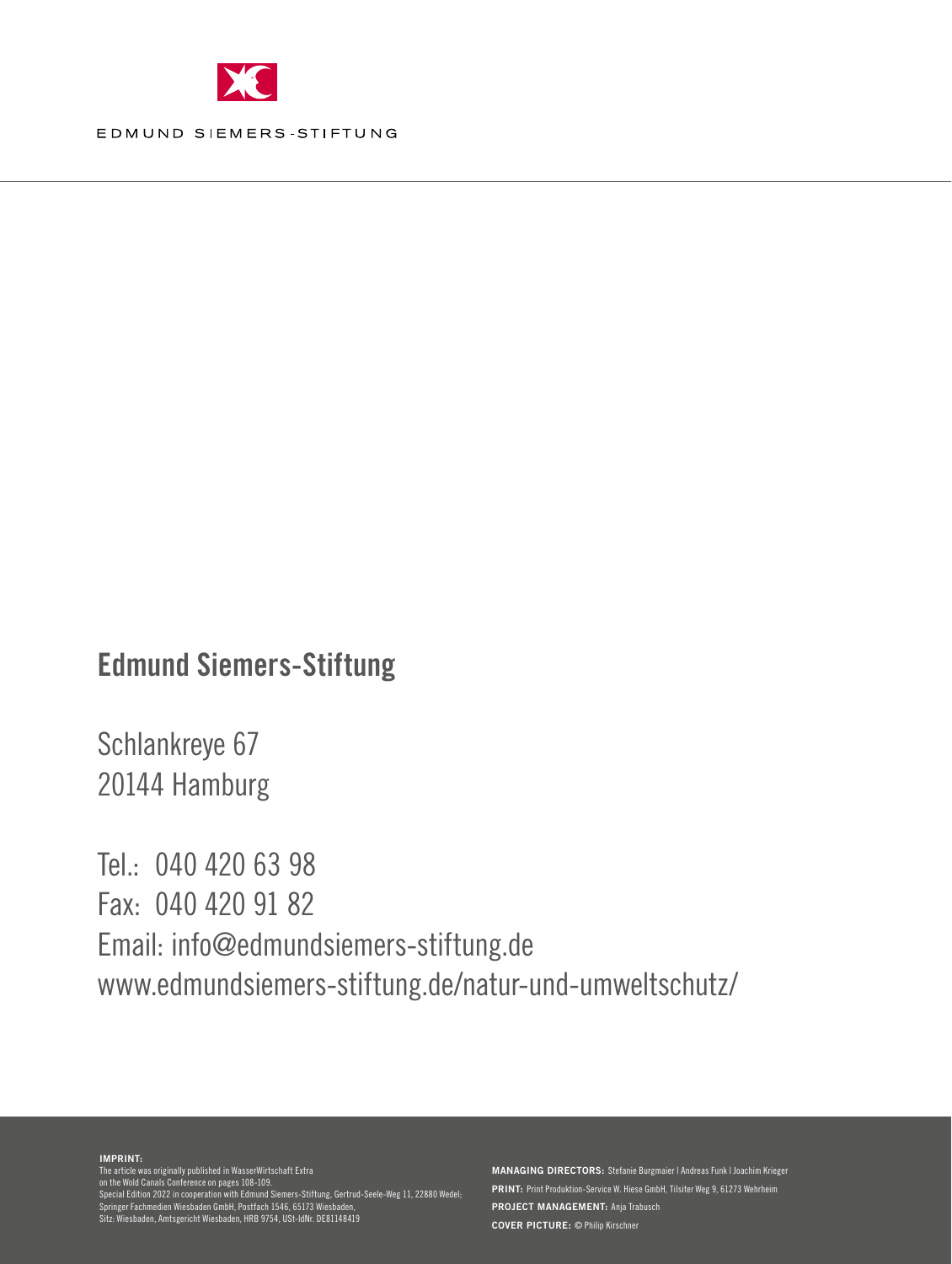EDMUND SIEMERS-STIFTUNG

## Edmund Siemers-Stiftung

Schlankreye 67
20144 Hamburg

Tel.: 040 420 63 98
Fax: 040 420 91 82
Email: info@edmundsiemers-stiftung.de
www.edmundsiemers-stiftung.de/natur-und-umweltschutz/

**IMPRINT:**
The article was originally published in WasserWirtschaft Extra
on the Wold Canals Conference on pages 108-109.
Special Edition 2022 in cooperation with Edmund Siemers-Stiftung, Gertrud-Seele-Weg 11, 22880 Wedel;
Springer Fachmedien Wiesbaden GmbH, Postfach 1546, 65173 Wiesbaden,
Sitz: Wiesbaden, Amtsgericht Wiesbaden, HRB 9754, USt-IdNr. DE81148419

**MANAGING DIRECTORS:** Stefanie Burgmaier | Andreas Funk | Joachim Krieger
**PRINT:** Print Produktion-Service W. Hiese GmbH, Tilsiter Weg 9, 61273 Wehrheim
**PROJECT MANAGEMENT:** Anja Trabusch
**COVER PICTURE:** © Philip Kirschner